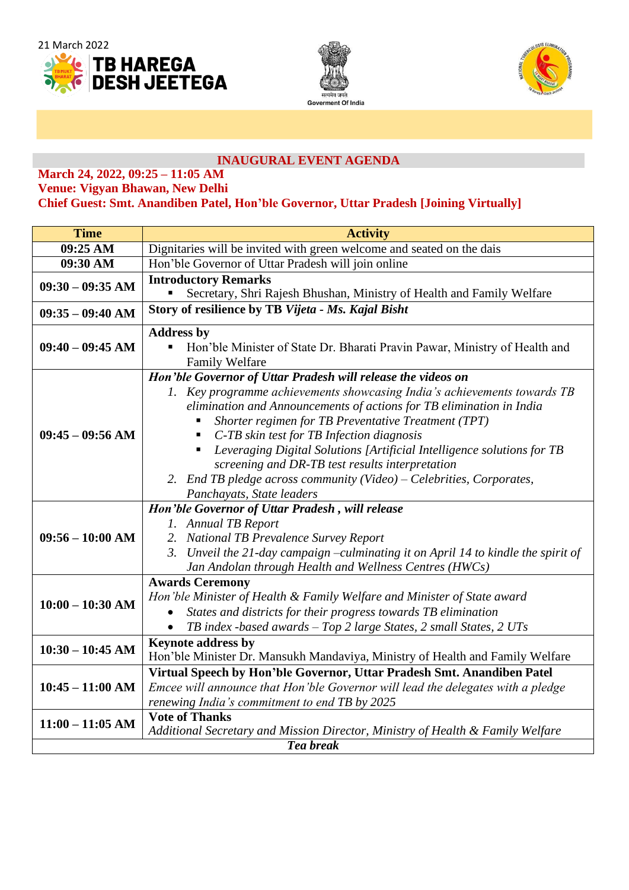21 March 2022

TB HAREGA DESH JEETEGA

सत्यमेव जयते
Government Of India

## INAUGURAL EVENT AGENDA

**March 24, 2022, 09:25 – 11:05 AM**
**Venue: Vigyan Bhawan, New Delhi**
**Chief Guest: Smt. Anandiben Patel, Hon'ble Governor, Uttar Pradesh [Joining Virtually]**

| Time | Activity |
|---|---|
| **09:25 AM** | Dignitaries will be invited with green welcome and seated on the dais |
| **09:30 AM** | Hon'ble Governor of Uttar Pradesh will join online |
| **09:30 – 09:35 AM** | **Introductory Remarks**<br>▪ Secretary, Shri Rajesh Bhushan, Ministry of Health and Family Welfare |
| **09:35 – 09:40 AM** | **Story of resilience by TB *Vijeta - Ms. Kajal Bisht*** |
| **09:40 – 09:45 AM** | **Address by**<br>▪ Hon'ble Minister of State Dr. Bharati Pravin Pawar, Ministry of Health and Family Welfare |
| **09:45 – 09:56 AM** | ***Hon'ble Governor of Uttar Pradesh will release the videos on***<br>*1. Key programme achievements showcasing India's achievements towards TB elimination and Announcements of actions for TB elimination in India*<br>▪ *Shorter regimen for TB Preventative Treatment (TPT)*<br>▪ *C-TB skin test for TB Infection diagnosis*<br>▪ *Leveraging Digital Solutions [Artificial Intelligence solutions for TB screening and DR-TB test results interpretation*<br>*2. End TB pledge across community (Video) – Celebrities, Corporates, Panchayats, State leaders* |
| **09:56 – 10:00 AM** | ***Hon'ble Governor of Uttar Pradesh , will release***<br>*1. Annual TB Report*<br>*2. National TB Prevalence Survey Report*<br>*3. Unveil the 21-day campaign –culminating it on April 14 to kindle the spirit of Jan Andolan through Health and Wellness Centres (HWCs)* |
| **10:00 – 10:30 AM** | **Awards Ceremony**<br>*Hon'ble Minister of Health & Family Welfare and Minister of State award*<br>• *States and districts for their progress towards TB elimination*<br>• *TB index -based awards – Top 2 large States, 2 small States, 2 UTs* |
| **10:30 – 10:45 AM** | **Keynote address by**<br>Hon'ble Minister Dr. Mansukh Mandaviya, Ministry of Health and Family Welfare |
| **10:45 – 11:00 AM** | **Virtual Speech by Hon'ble Governor, Uttar Pradesh Smt. Anandiben Patel**<br>*Emcee will announce that Hon'ble Governor will lead the delegates with a pledge renewing India's commitment to end TB by 2025* |
| **11:00 – 11:05 AM** | **Vote of Thanks**<br>*Additional Secretary and Mission Director, Ministry of Health & Family Welfare* |
| ***Tea break*** | |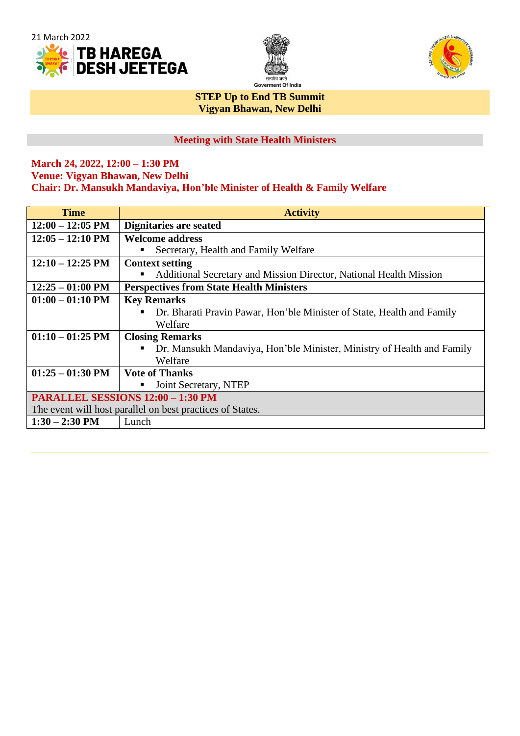21 March 2022

TB HAREGA DESH JEETEGA

Goverment Of India

**STEP Up to End TB Summit**
**Vigyan Bhawan, New Delhi**

## Meeting with State Health Ministers

**March 24, 2022, 12:00 – 1:30 PM**
**Venue: Vigyan Bhawan, New Delhi**
**Chair: Dr. Mansukh Mandaviya, Hon'ble Minister of Health & Family Welfare**

| Time | Activity |
|---|---|
| **12:00 – 12:05 PM** | **Dignitaries are seated** |
| **12:05 – 12:10 PM** | **Welcome address**<br>▪ Secretary, Health and Family Welfare |
| **12:10 – 12:25 PM** | **Context setting**<br>▪ Additional Secretary and Mission Director, National Health Mission |
| **12:25 – 01:00 PM** | **Perspectives from State Health Ministers** |
| **01:00 – 01:10 PM** | **Key Remarks**<br>▪ Dr. Bharati Pravin Pawar, Hon'ble Minister of State, Health and Family Welfare |
| **01:10 – 01:25 PM** | **Closing Remarks**<br>▪ Dr. Mansukh Mandaviya, Hon'ble Minister, Ministry of Health and Family Welfare |
| **01:25 – 01:30 PM** | **Vote of Thanks**<br>▪ Joint Secretary, NTEP |
| **PARALLEL SESSIONS 12:00 – 1:30 PM**<br>The event will host parallel on best practices of States. | |
| **1:30 – 2:30 PM** | Lunch |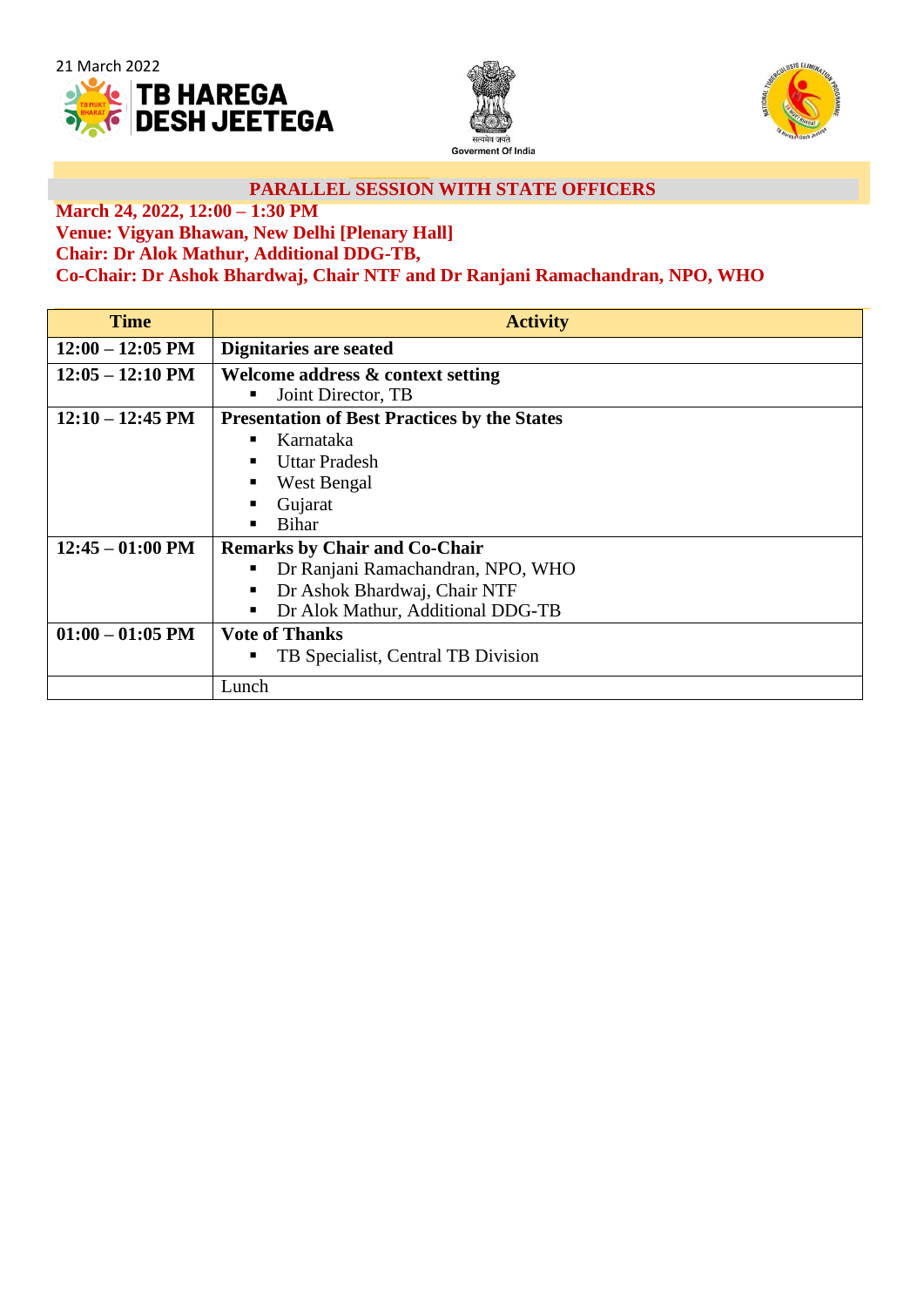21 March 2022

TB HAREGA DESH JEETEGA

Goverment Of India

## PARALLEL SESSION WITH STATE OFFICERS

**March 24, 2022, 12:00 – 1:30 PM**
**Venue: Vigyan Bhawan, New Delhi [Plenary Hall]**
**Chair: Dr Alok Mathur, Additional DDG-TB,**
**Co-Chair: Dr Ashok Bhardwaj, Chair NTF and Dr Ranjani Ramachandran, NPO, WHO**

| Time | Activity |
|---|---|
| **12:00 – 12:05 PM** | **Dignitaries are seated** |
| **12:05 – 12:10 PM** | **Welcome address & context setting**<br>▪ Joint Director, TB |
| **12:10 – 12:45 PM** | **Presentation of Best Practices by the States**<br>▪ Karnataka<br>▪ Uttar Pradesh<br>▪ West Bengal<br>▪ Gujarat<br>▪ Bihar |
| **12:45 – 01:00 PM** | **Remarks by Chair and Co-Chair**<br>▪ Dr Ranjani Ramachandran, NPO, WHO<br>▪ Dr Ashok Bhardwaj, Chair NTF<br>▪ Dr Alok Mathur, Additional DDG-TB |
| **01:00 – 01:05 PM** | **Vote of Thanks**<br>▪ TB Specialist, Central TB Division |
| | Lunch |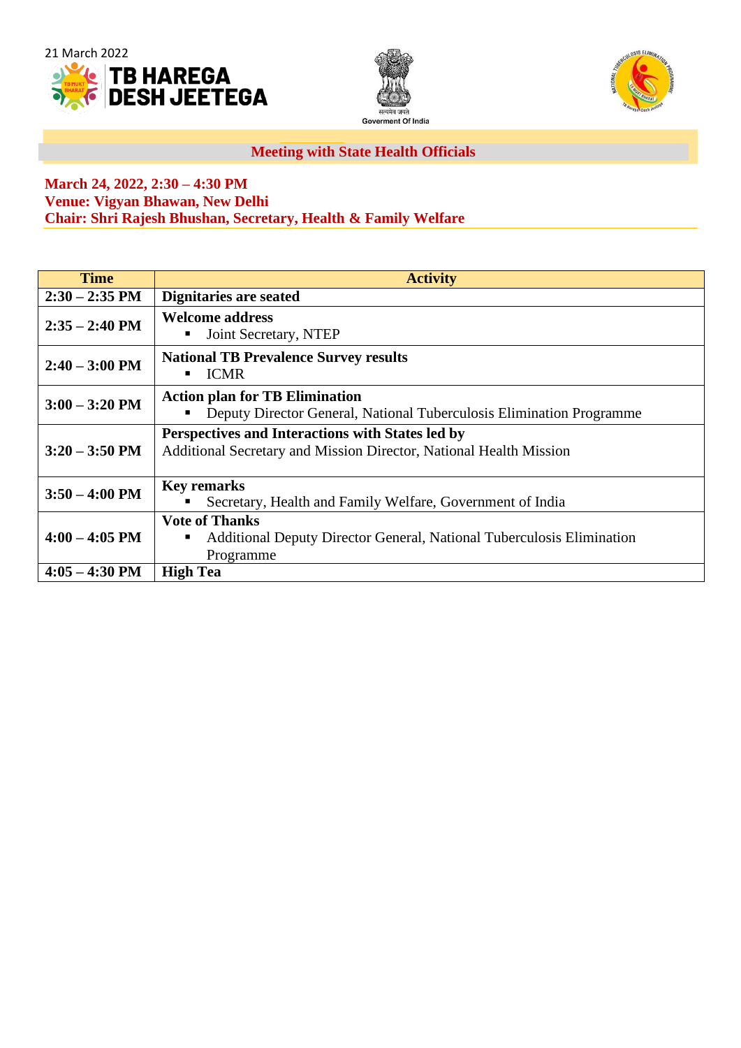21 March 2022

TB HAREGA DESH JEETEGA

Government Of India

## Meeting with State Health Officials

**March 24, 2022, 2:30 – 4:30 PM**
**Venue: Vigyan Bhawan, New Delhi**
**Chair: Shri Rajesh Bhushan, Secretary, Health & Family Welfare**

| Time | Activity |
|---|---|
| **2:30 – 2:35 PM** | **Dignitaries are seated** |
| **2:35 – 2:40 PM** | **Welcome address**<br>▪ Joint Secretary, NTEP |
| **2:40 – 3:00 PM** | **National TB Prevalence Survey results**<br>▪ ICMR |
| **3:00 – 3:20 PM** | **Action plan for TB Elimination**<br>▪ Deputy Director General, National Tuberculosis Elimination Programme |
| **3:20 – 3:50 PM** | **Perspectives and Interactions with States led by**<br>Additional Secretary and Mission Director, National Health Mission |
| **3:50 – 4:00 PM** | **Key remarks**<br>▪ Secretary, Health and Family Welfare, Government of India |
| **4:00 – 4:05 PM** | **Vote of Thanks**<br>▪ Additional Deputy Director General, National Tuberculosis Elimination Programme |
| **4:05 – 4:30 PM** | **High Tea** |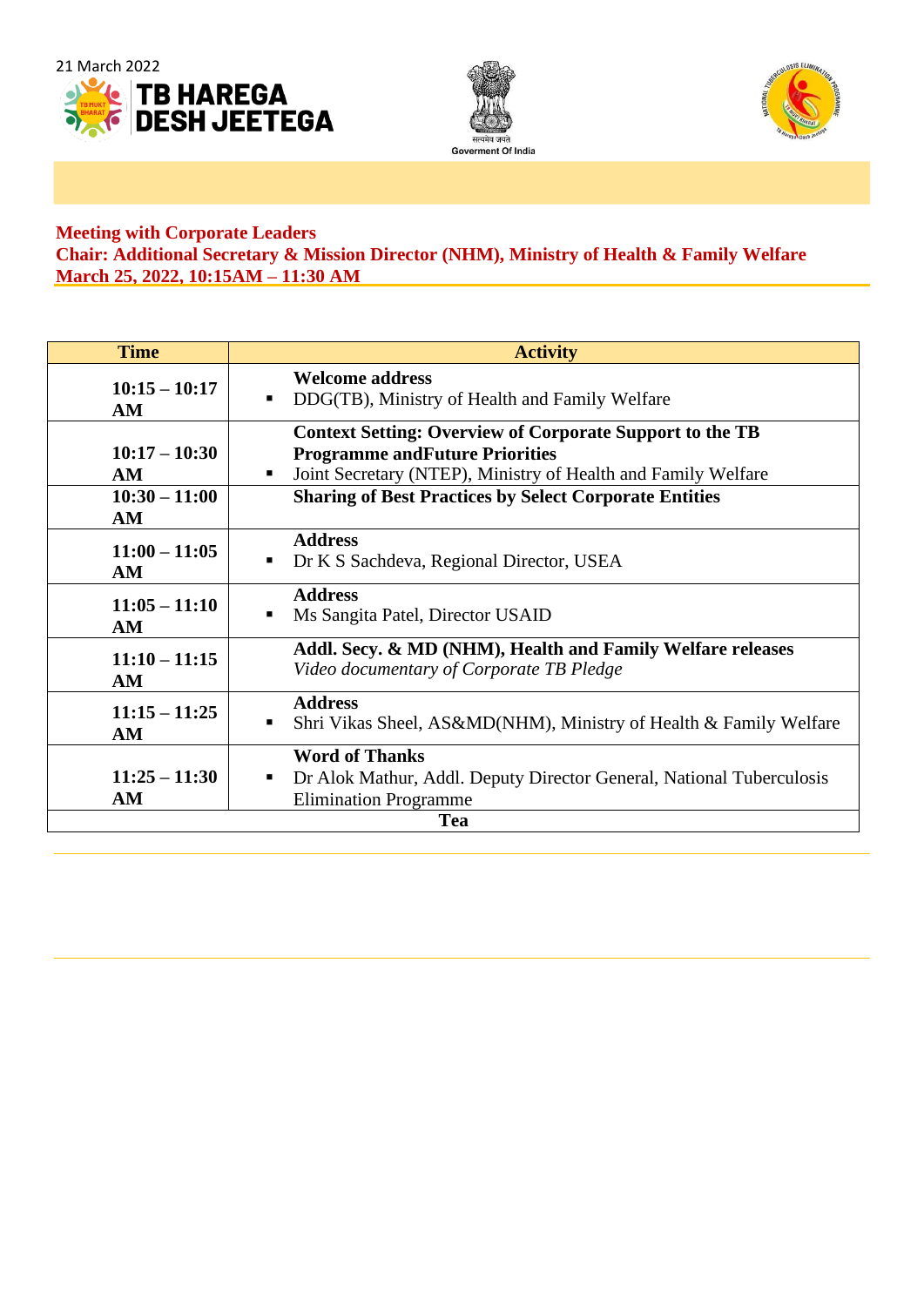21 March 2022

TB HAREGA DESH JEETEGA

Goverment Of India

**Meeting with Corporate Leaders**
**Chair: Additional Secretary & Mission Director (NHM), Ministry of Health & Family Welfare**
**March 25, 2022, 10:15AM – 11:30 AM**

| Time | Activity |
|---|---|
| **10:15 – 10:17 AM** | **Welcome address**<br>▪ DDG(TB), Ministry of Health and Family Welfare |
| **10:17 – 10:30 AM** | **Context Setting: Overview of Corporate Support to the TB Programme andFuture Priorities**<br>▪ Joint Secretary (NTEP), Ministry of Health and Family Welfare |
| **10:30 – 11:00 AM** | **Sharing of Best Practices by Select Corporate Entities** |
| **11:00 – 11:05 AM** | **Address**<br>▪ Dr K S Sachdeva, Regional Director, USEA |
| **11:05 – 11:10 AM** | **Address**<br>▪ Ms Sangita Patel, Director USAID |
| **11:10 – 11:15 AM** | **Addl. Secy. & MD (NHM), Health and Family Welfare releases**<br>*Video documentary of Corporate TB Pledge* |
| **11:15 – 11:25 AM** | **Address**<br>▪ Shri Vikas Sheel, AS&MD(NHM), Ministry of Health & Family Welfare |
| **11:25 – 11:30 AM** | **Word of Thanks**<br>▪ Dr Alok Mathur, Addl. Deputy Director General, National Tuberculosis Elimination Programme |
| **Tea** | |